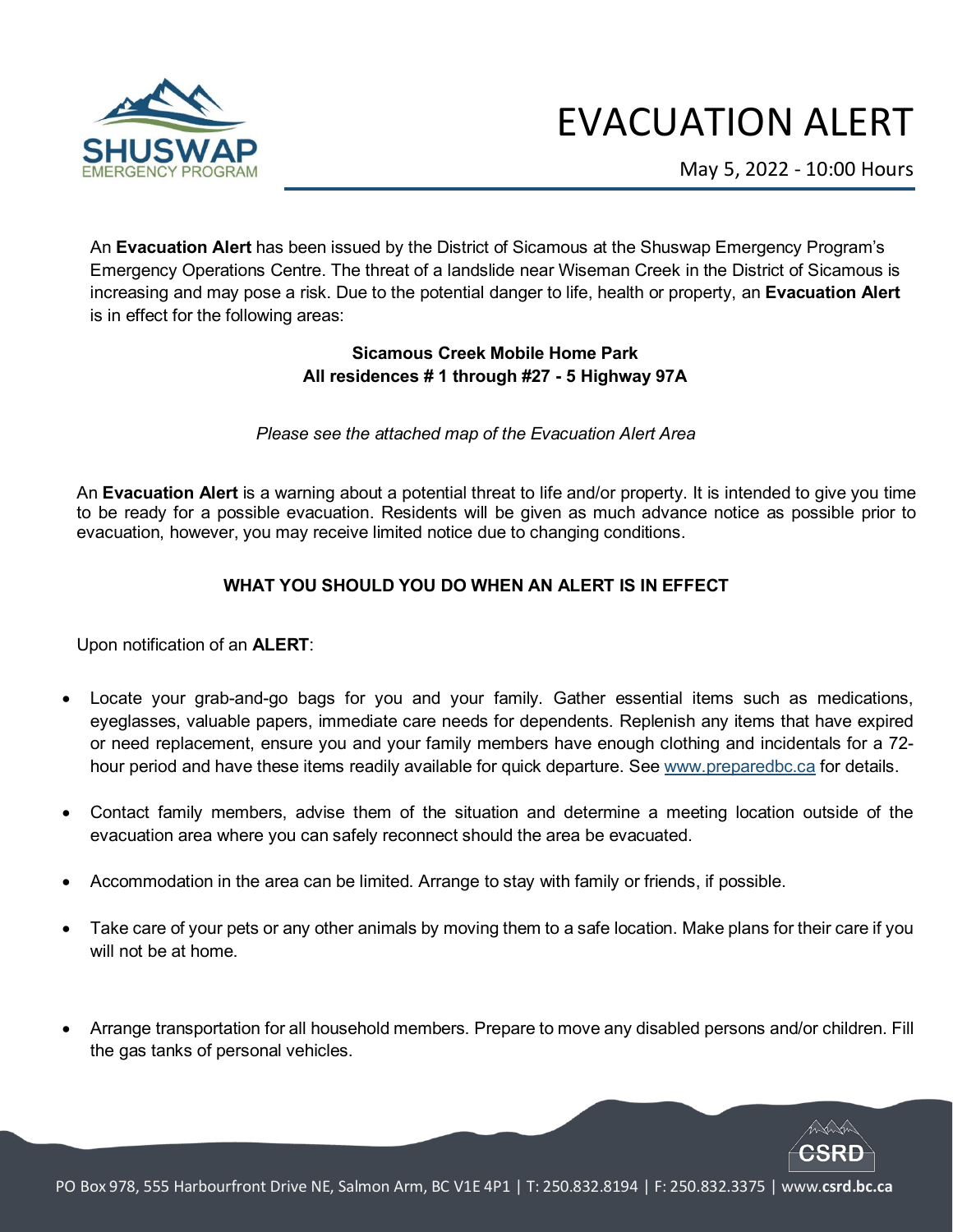# EVACUATION ALERT

May 5, 2022 - 10:00 Hours

An **Evacuation Alert** has been issued by the District of Sicamous at the Shuswap Emergency Program's Emergency Operations Centre. The threat of a landslide near Wiseman Creek in the District of Sicamous is increasing and may pose a risk. Due to the potential danger to life, health or property, an **Evacuation Alert** is in effect for the following areas:

**Sicamous Creek Mobile Home Park**
**All residences # 1 through #27 - 5 Highway 97A**

*Please see the attached map of the Evacuation Alert Area*

An **Evacuation Alert** is a warning about a potential threat to life and/or property. It is intended to give you time to be ready for a possible evacuation. Residents will be given as much advance notice as possible prior to evacuation, however, you may receive limited notice due to changing conditions.

## WHAT YOU SHOULD YOU DO WHEN AN ALERT IS IN EFFECT

Upon notification of an **ALERT**:

- Locate your grab-and-go bags for you and your family. Gather essential items such as medications, eyeglasses, valuable papers, immediate care needs for dependents. Replenish any items that have expired or need replacement, ensure you and your family members have enough clothing and incidentals for a 72-hour period and have these items readily available for quick departure. See www.preparedbc.ca for details.
- Contact family members, advise them of the situation and determine a meeting location outside of the evacuation area where you can safely reconnect should the area be evacuated.
- Accommodation in the area can be limited. Arrange to stay with family or friends, if possible.
- Take care of your pets or any other animals by moving them to a safe location. Make plans for their care if you will not be at home.
- Arrange transportation for all household members. Prepare to move any disabled persons and/or children. Fill the gas tanks of personal vehicles.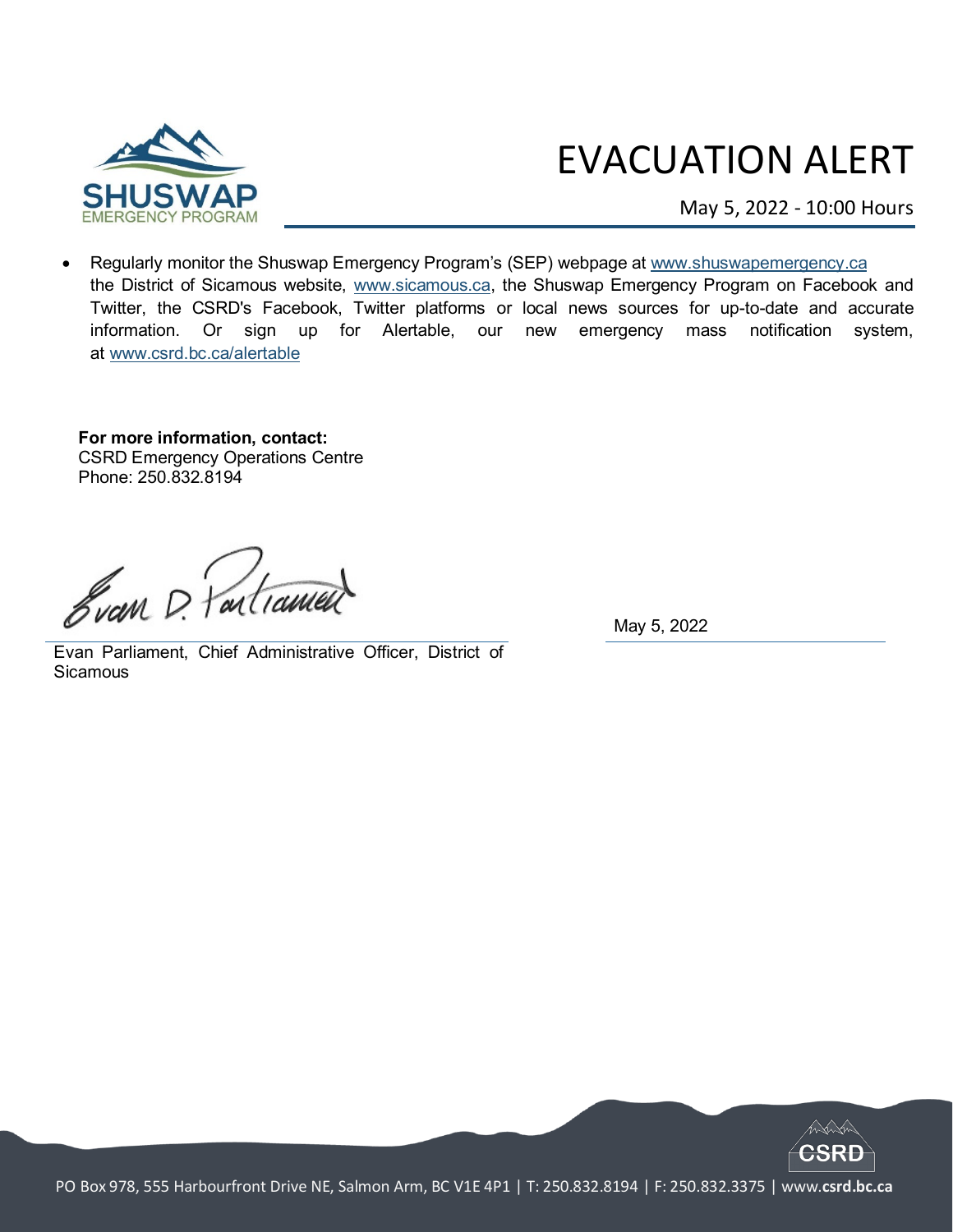# EVACUATION ALERT

May 5, 2022 - 10:00 Hours

- Regularly monitor the Shuswap Emergency Program's (SEP) webpage at www.shuswapemergency.ca the District of Sicamous website, www.sicamous.ca, the Shuswap Emergency Program on Facebook and Twitter, the CSRD's Facebook, Twitter platforms or local news sources for up-to-date and accurate information. Or sign up for Alertable, our new emergency mass notification system, at www.csrd.bc.ca/alertable

**For more information, contact:**
CSRD Emergency Operations Centre
Phone: 250.832.8194

Evan Parliament, Chief Administrative Officer, District of Sicamous

May 5, 2022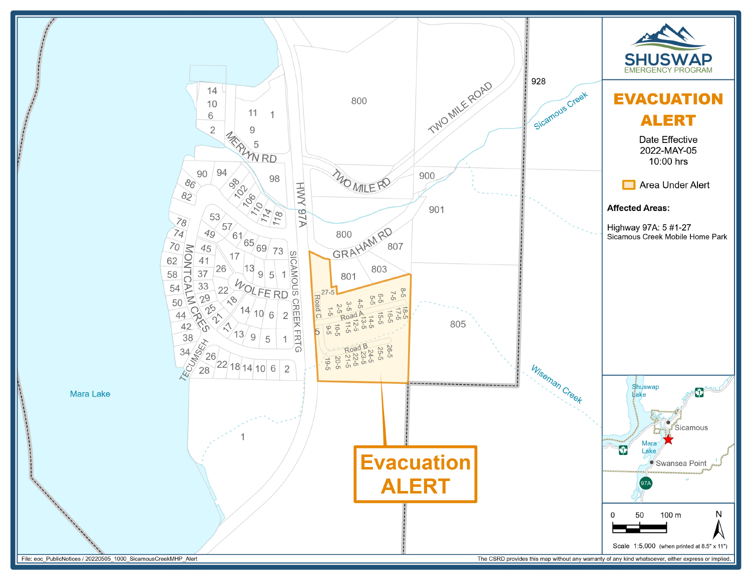SHUSWAP EMERGENCY PROGRAM

# EVACUATION ALERT

Date Effective
2022-MAY-05
10:00 hrs

Area Under Alert

**Affected Areas:**

Highway 97A: 5 #1-27
Sicamous Creek Mobile Home Park

Evacuation ALERT

Mara Lake

Sicamous Creek

Wiseman Creek

HWY 97A

TWO MILE ROAD

TWO MILE RD

GRAHAM RD

MERVYN RD

WOLFE RD

MONTCALM CRES

TECUMSEH

SICAMOUS CREEK FRTG

Road A

Road B

Road C

Shuswap Lake

Sicamous

Mara Lake

Swansea Point

97A

0 50 100 m

N

Scale 1:5,000 (when printed at 8.5" x 11")

File: eoc_PublicNotices / 20220505_1000_SicamousCreekMHP_Alert

The CSRD provides this map without any warranty of any kind whatsoever, either express or implied.